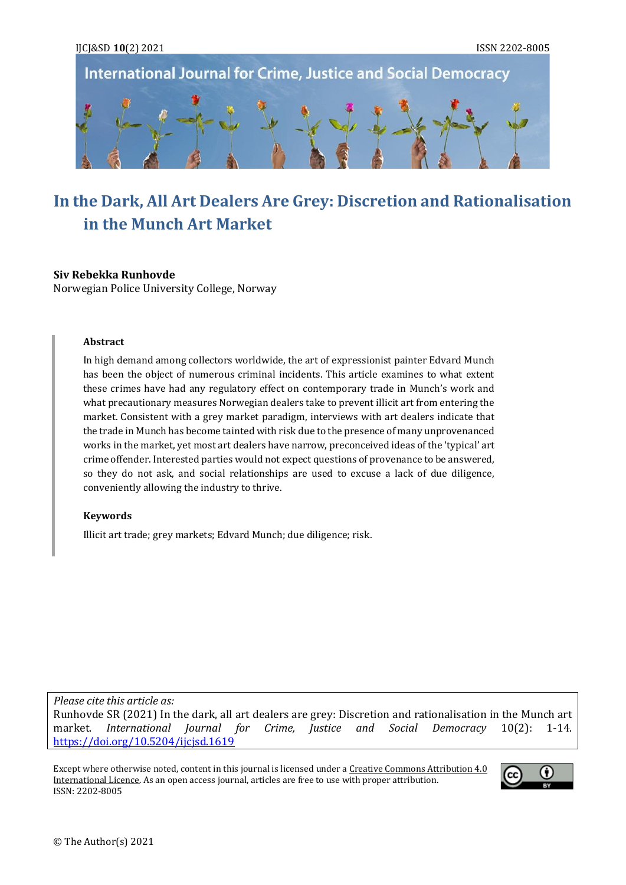# In the Dark, All Art Dealers Are Grey: Discretion and Rationalisation in the Munch Art Market

**Siv Rebekka Runhovde**
Norwegian Police University College, Norway

### Abstract

In high demand among collectors worldwide, the art of expressionist painter Edvard Munch has been the object of numerous criminal incidents. This article examines to what extent these crimes have had any regulatory effect on contemporary trade in Munch's work and what precautionary measures Norwegian dealers take to prevent illicit art from entering the market. Consistent with a grey market paradigm, interviews with art dealers indicate that the trade in Munch has become tainted with risk due to the presence of many unprovenanced works in the market, yet most art dealers have narrow, preconceived ideas of the 'typical' art crime offender. Interested parties would not expect questions of provenance to be answered, so they do not ask, and social relationships are used to excuse a lack of due diligence, conveniently allowing the industry to thrive.

### Keywords

Illicit art trade; grey markets; Edvard Munch; due diligence; risk.

*Please cite this article as:*
Runhovde SR (2021) In the dark, all art dealers are grey: Discretion and rationalisation in the Munch art market. *International Journal for Crime, Justice and Social Democracy* 10(2): 1-14. https://doi.org/10.5204/ijcjsd.1619

Except where otherwise noted, content in this journal is licensed under a Creative Commons Attribution 4.0 International Licence. As an open access journal, articles are free to use with proper attribution. ISSN: 2202-8005

© The Author(s) 2021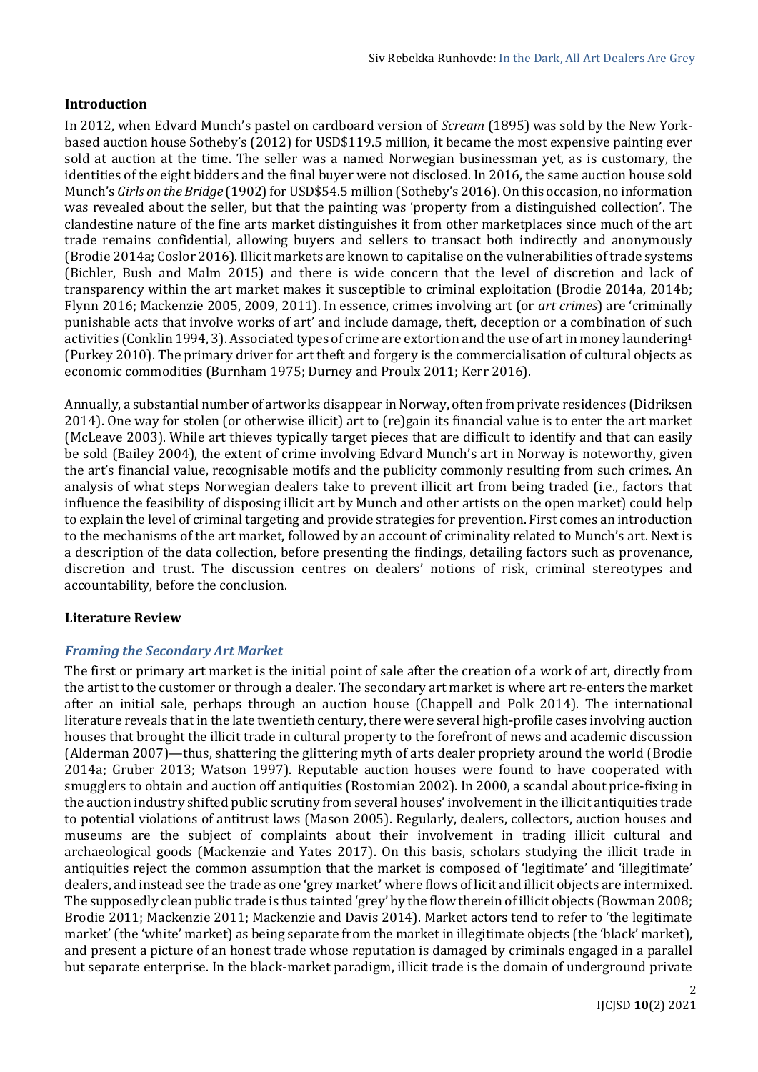## Introduction

In 2012, when Edvard Munch's pastel on cardboard version of *Scream* (1895) was sold by the New York-based auction house Sotheby's (2012) for USD$119.5 million, it became the most expensive painting ever sold at auction at the time. The seller was a named Norwegian businessman yet, as is customary, the identities of the eight bidders and the final buyer were not disclosed. In 2016, the same auction house sold Munch's *Girls on the Bridge* (1902) for USD$54.5 million (Sotheby's 2016). On this occasion, no information was revealed about the seller, but that the painting was 'property from a distinguished collection'. The clandestine nature of the fine arts market distinguishes it from other marketplaces since much of the art trade remains confidential, allowing buyers and sellers to transact both indirectly and anonymously (Brodie 2014a; Coslor 2016). Illicit markets are known to capitalise on the vulnerabilities of trade systems (Bichler, Bush and Malm 2015) and there is wide concern that the level of discretion and lack of transparency within the art market makes it susceptible to criminal exploitation (Brodie 2014a, 2014b; Flynn 2016; Mackenzie 2005, 2009, 2011). In essence, crimes involving art (or *art crimes*) are 'criminally punishable acts that involve works of art' and include damage, theft, deception or a combination of such activities (Conklin 1994, 3). Associated types of crime are extortion and the use of art in money laundering[1] (Purkey 2010). The primary driver for art theft and forgery is the commercialisation of cultural objects as economic commodities (Burnham 1975; Durney and Proulx 2011; Kerr 2016).

Annually, a substantial number of artworks disappear in Norway, often from private residences (Didriksen 2014). One way for stolen (or otherwise illicit) art to (re)gain its financial value is to enter the art market (McLeave 2003). While art thieves typically target pieces that are difficult to identify and that can easily be sold (Bailey 2004), the extent of crime involving Edvard Munch's art in Norway is noteworthy, given the art's financial value, recognisable motifs and the publicity commonly resulting from such crimes. An analysis of what steps Norwegian dealers take to prevent illicit art from being traded (i.e., factors that influence the feasibility of disposing illicit art by Munch and other artists on the open market) could help to explain the level of criminal targeting and provide strategies for prevention. First comes an introduction to the mechanisms of the art market, followed by an account of criminality related to Munch's art. Next is a description of the data collection, before presenting the findings, detailing factors such as provenance, discretion and trust. The discussion centres on dealers' notions of risk, criminal stereotypes and accountability, before the conclusion.

## Literature Review

### *Framing the Secondary Art Market*

The first or primary art market is the initial point of sale after the creation of a work of art, directly from the artist to the customer or through a dealer. The secondary art market is where art re-enters the market after an initial sale, perhaps through an auction house (Chappell and Polk 2014). The international literature reveals that in the late twentieth century, there were several high-profile cases involving auction houses that brought the illicit trade in cultural property to the forefront of news and academic discussion (Alderman 2007)—thus, shattering the glittering myth of arts dealer propriety around the world (Brodie 2014a; Gruber 2013; Watson 1997). Reputable auction houses were found to have cooperated with smugglers to obtain and auction off antiquities (Rostomian 2002). In 2000, a scandal about price-fixing in the auction industry shifted public scrutiny from several houses' involvement in the illicit antiquities trade to potential violations of antitrust laws (Mason 2005). Regularly, dealers, collectors, auction houses and museums are the subject of complaints about their involvement in trading illicit cultural and archaeological goods (Mackenzie and Yates 2017). On this basis, scholars studying the illicit trade in antiquities reject the common assumption that the market is composed of 'legitimate' and 'illegitimate' dealers, and instead see the trade as one 'grey market' where flows of licit and illicit objects are intermixed. The supposedly clean public trade is thus tainted 'grey' by the flow therein of illicit objects (Bowman 2008; Brodie 2011; Mackenzie 2011; Mackenzie and Davis 2014). Market actors tend to refer to 'the legitimate market' (the 'white' market) as being separate from the market in illegitimate objects (the 'black' market), and present a picture of an honest trade whose reputation is damaged by criminals engaged in a parallel but separate enterprise. In the black-market paradigm, illicit trade is the domain of underground private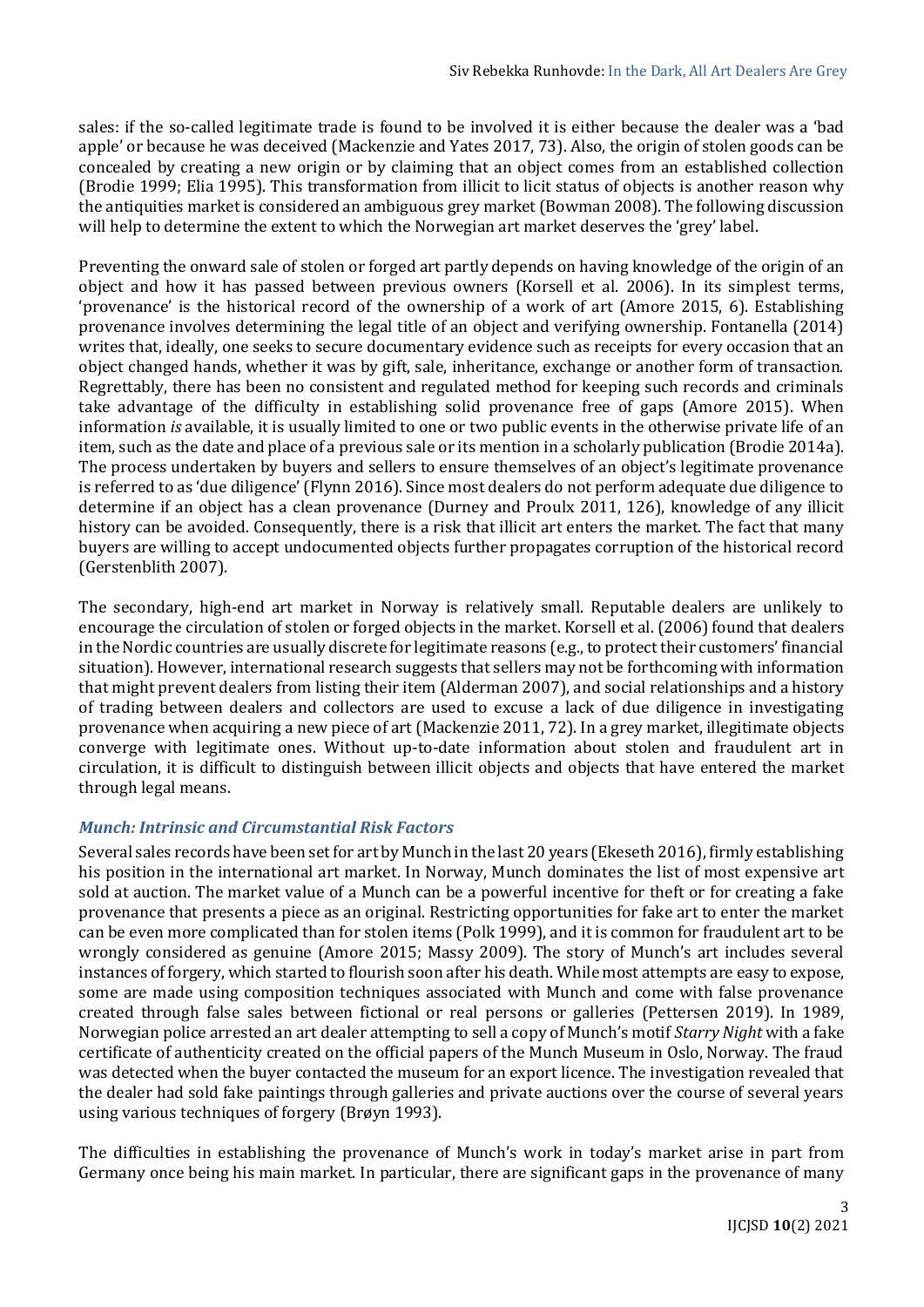sales: if the so-called legitimate trade is found to be involved it is either because the dealer was a 'bad apple' or because he was deceived (Mackenzie and Yates 2017, 73). Also, the origin of stolen goods can be concealed by creating a new origin or by claiming that an object comes from an established collection (Brodie 1999; Elia 1995). This transformation from illicit to licit status of objects is another reason why the antiquities market is considered an ambiguous grey market (Bowman 2008). The following discussion will help to determine the extent to which the Norwegian art market deserves the 'grey' label.

Preventing the onward sale of stolen or forged art partly depends on having knowledge of the origin of an object and how it has passed between previous owners (Korsell et al. 2006). In its simplest terms, 'provenance' is the historical record of the ownership of a work of art (Amore 2015, 6). Establishing provenance involves determining the legal title of an object and verifying ownership. Fontanella (2014) writes that, ideally, one seeks to secure documentary evidence such as receipts for every occasion that an object changed hands, whether it was by gift, sale, inheritance, exchange or another form of transaction. Regrettably, there has been no consistent and regulated method for keeping such records and criminals take advantage of the difficulty in establishing solid provenance free of gaps (Amore 2015). When information *is* available, it is usually limited to one or two public events in the otherwise private life of an item, such as the date and place of a previous sale or its mention in a scholarly publication (Brodie 2014a). The process undertaken by buyers and sellers to ensure themselves of an object's legitimate provenance is referred to as 'due diligence' (Flynn 2016). Since most dealers do not perform adequate due diligence to determine if an object has a clean provenance (Durney and Proulx 2011, 126), knowledge of any illicit history can be avoided. Consequently, there is a risk that illicit art enters the market. The fact that many buyers are willing to accept undocumented objects further propagates corruption of the historical record (Gerstenblith 2007).

The secondary, high-end art market in Norway is relatively small. Reputable dealers are unlikely to encourage the circulation of stolen or forged objects in the market. Korsell et al. (2006) found that dealers in the Nordic countries are usually discrete for legitimate reasons (e.g., to protect their customers' financial situation). However, international research suggests that sellers may not be forthcoming with information that might prevent dealers from listing their item (Alderman 2007), and social relationships and a history of trading between dealers and collectors are used to excuse a lack of due diligence in investigating provenance when acquiring a new piece of art (Mackenzie 2011, 72). In a grey market, illegitimate objects converge with legitimate ones. Without up-to-date information about stolen and fraudulent art in circulation, it is difficult to distinguish between illicit objects and objects that have entered the market through legal means.

### *Munch: Intrinsic and Circumstantial Risk Factors*

Several sales records have been set for art by Munch in the last 20 years (Ekeseth 2016), firmly establishing his position in the international art market. In Norway, Munch dominates the list of most expensive art sold at auction. The market value of a Munch can be a powerful incentive for theft or for creating a fake provenance that presents a piece as an original. Restricting opportunities for fake art to enter the market can be even more complicated than for stolen items (Polk 1999), and it is common for fraudulent art to be wrongly considered as genuine (Amore 2015; Massy 2009). The story of Munch's art includes several instances of forgery, which started to flourish soon after his death. While most attempts are easy to expose, some are made using composition techniques associated with Munch and come with false provenance created through false sales between fictional or real persons or galleries (Pettersen 2019). In 1989, Norwegian police arrested an art dealer attempting to sell a copy of Munch's motif *Starry Night* with a fake certificate of authenticity created on the official papers of the Munch Museum in Oslo, Norway. The fraud was detected when the buyer contacted the museum for an export licence. The investigation revealed that the dealer had sold fake paintings through galleries and private auctions over the course of several years using various techniques of forgery (Brøyn 1993).

The difficulties in establishing the provenance of Munch's work in today's market arise in part from Germany once being his main market. In particular, there are significant gaps in the provenance of many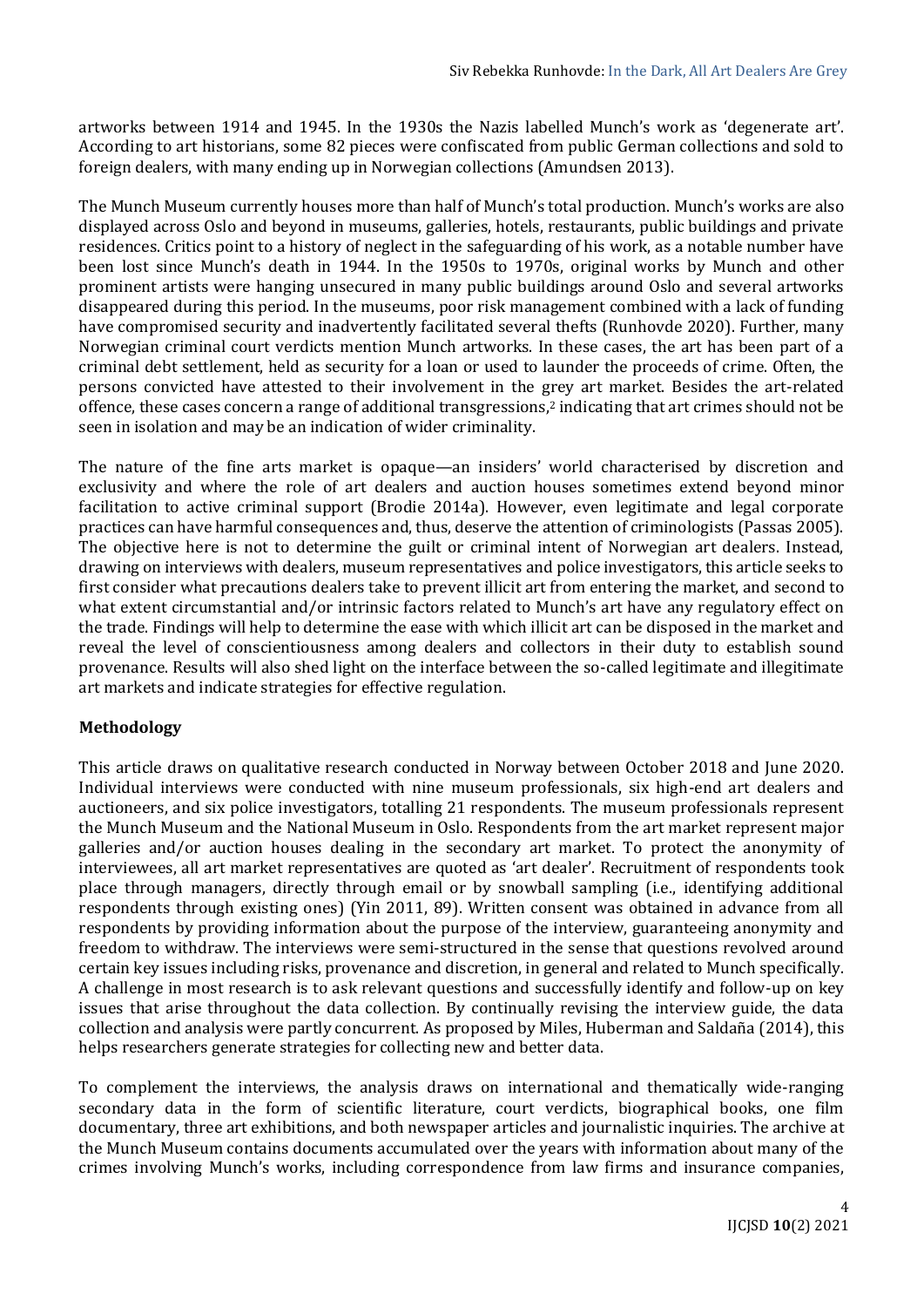artworks between 1914 and 1945. In the 1930s the Nazis labelled Munch's work as 'degenerate art'. According to art historians, some 82 pieces were confiscated from public German collections and sold to foreign dealers, with many ending up in Norwegian collections (Amundsen 2013).

The Munch Museum currently houses more than half of Munch's total production. Munch's works are also displayed across Oslo and beyond in museums, galleries, hotels, restaurants, public buildings and private residences. Critics point to a history of neglect in the safeguarding of his work, as a notable number have been lost since Munch's death in 1944. In the 1950s to 1970s, original works by Munch and other prominent artists were hanging unsecured in many public buildings around Oslo and several artworks disappeared during this period. In the museums, poor risk management combined with a lack of funding have compromised security and inadvertently facilitated several thefts (Runhovde 2020). Further, many Norwegian criminal court verdicts mention Munch artworks. In these cases, the art has been part of a criminal debt settlement, held as security for a loan or used to launder the proceeds of crime. Often, the persons convicted have attested to their involvement in the grey art market. Besides the art-related offence, these cases concern a range of additional transgressions,[2] indicating that art crimes should not be seen in isolation and may be an indication of wider criminality.

The nature of the fine arts market is opaque—an insiders' world characterised by discretion and exclusivity and where the role of art dealers and auction houses sometimes extend beyond minor facilitation to active criminal support (Brodie 2014a). However, even legitimate and legal corporate practices can have harmful consequences and, thus, deserve the attention of criminologists (Passas 2005). The objective here is not to determine the guilt or criminal intent of Norwegian art dealers. Instead, drawing on interviews with dealers, museum representatives and police investigators, this article seeks to first consider what precautions dealers take to prevent illicit art from entering the market, and second to what extent circumstantial and/or intrinsic factors related to Munch's art have any regulatory effect on the trade. Findings will help to determine the ease with which illicit art can be disposed in the market and reveal the level of conscientiousness among dealers and collectors in their duty to establish sound provenance. Results will also shed light on the interface between the so-called legitimate and illegitimate art markets and indicate strategies for effective regulation.

## Methodology

This article draws on qualitative research conducted in Norway between October 2018 and June 2020. Individual interviews were conducted with nine museum professionals, six high-end art dealers and auctioneers, and six police investigators, totalling 21 respondents. The museum professionals represent the Munch Museum and the National Museum in Oslo. Respondents from the art market represent major galleries and/or auction houses dealing in the secondary art market. To protect the anonymity of interviewees, all art market representatives are quoted as 'art dealer'. Recruitment of respondents took place through managers, directly through email or by snowball sampling (i.e., identifying additional respondents through existing ones) (Yin 2011, 89). Written consent was obtained in advance from all respondents by providing information about the purpose of the interview, guaranteeing anonymity and freedom to withdraw. The interviews were semi-structured in the sense that questions revolved around certain key issues including risks, provenance and discretion, in general and related to Munch specifically. A challenge in most research is to ask relevant questions and successfully identify and follow-up on key issues that arise throughout the data collection. By continually revising the interview guide, the data collection and analysis were partly concurrent. As proposed by Miles, Huberman and Saldaña (2014), this helps researchers generate strategies for collecting new and better data.

To complement the interviews, the analysis draws on international and thematically wide-ranging secondary data in the form of scientific literature, court verdicts, biographical books, one film documentary, three art exhibitions, and both newspaper articles and journalistic inquiries. The archive at the Munch Museum contains documents accumulated over the years with information about many of the crimes involving Munch's works, including correspondence from law firms and insurance companies,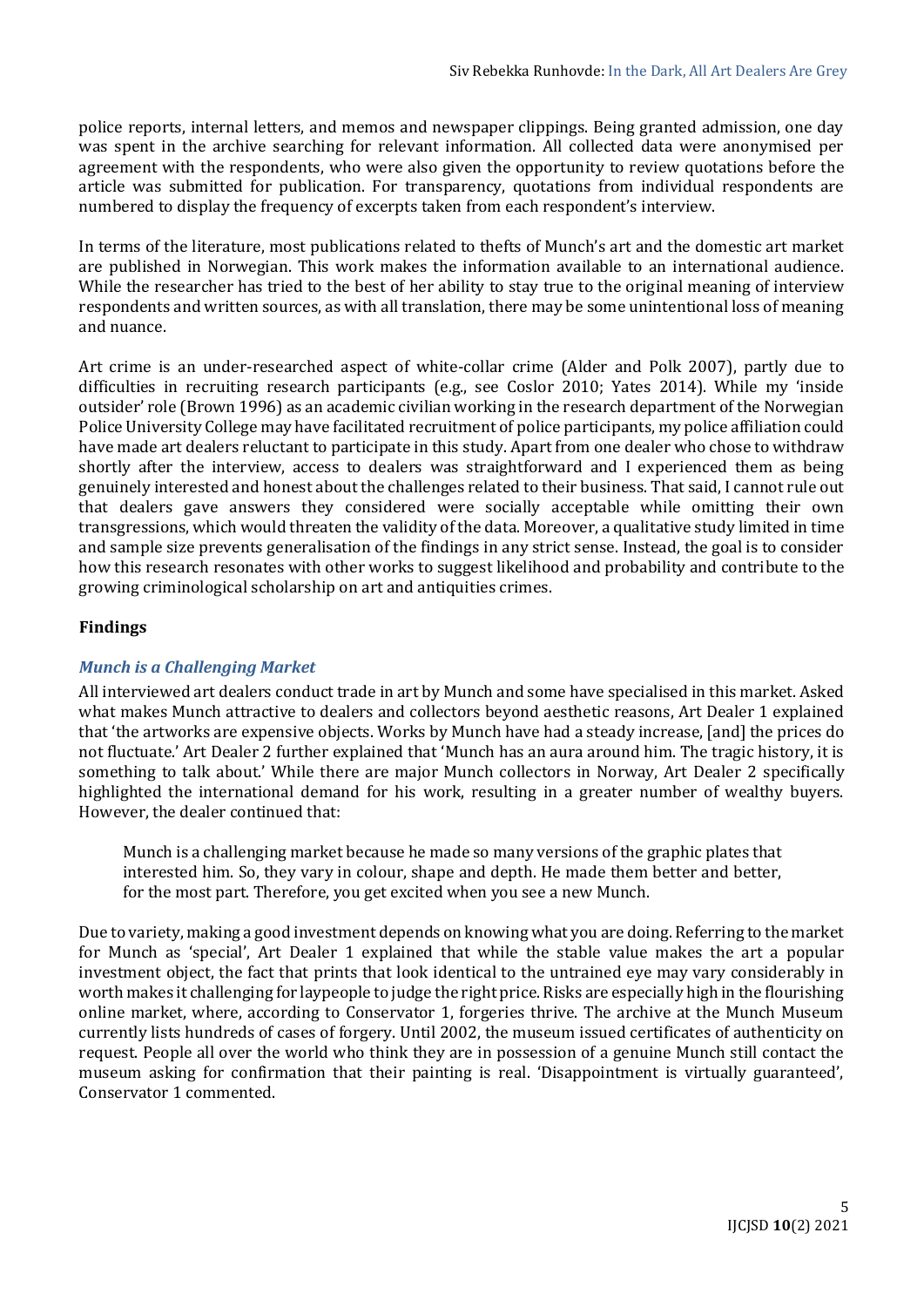police reports, internal letters, and memos and newspaper clippings. Being granted admission, one day was spent in the archive searching for relevant information. All collected data were anonymised per agreement with the respondents, who were also given the opportunity to review quotations before the article was submitted for publication. For transparency, quotations from individual respondents are numbered to display the frequency of excerpts taken from each respondent's interview.

In terms of the literature, most publications related to thefts of Munch's art and the domestic art market are published in Norwegian. This work makes the information available to an international audience. While the researcher has tried to the best of her ability to stay true to the original meaning of interview respondents and written sources, as with all translation, there may be some unintentional loss of meaning and nuance.

Art crime is an under-researched aspect of white-collar crime (Alder and Polk 2007), partly due to difficulties in recruiting research participants (e.g., see Coslor 2010; Yates 2014). While my 'inside outsider' role (Brown 1996) as an academic civilian working in the research department of the Norwegian Police University College may have facilitated recruitment of police participants, my police affiliation could have made art dealers reluctant to participate in this study. Apart from one dealer who chose to withdraw shortly after the interview, access to dealers was straightforward and I experienced them as being genuinely interested and honest about the challenges related to their business. That said, I cannot rule out that dealers gave answers they considered were socially acceptable while omitting their own transgressions, which would threaten the validity of the data. Moreover, a qualitative study limited in time and sample size prevents generalisation of the findings in any strict sense. Instead, the goal is to consider how this research resonates with other works to suggest likelihood and probability and contribute to the growing criminological scholarship on art and antiquities crimes.

## Findings

### *Munch is a Challenging Market*

All interviewed art dealers conduct trade in art by Munch and some have specialised in this market. Asked what makes Munch attractive to dealers and collectors beyond aesthetic reasons, Art Dealer 1 explained that 'the artworks are expensive objects. Works by Munch have had a steady increase, [and] the prices do not fluctuate.' Art Dealer 2 further explained that 'Munch has an aura around him. The tragic history, it is something to talk about.' While there are major Munch collectors in Norway, Art Dealer 2 specifically highlighted the international demand for his work, resulting in a greater number of wealthy buyers. However, the dealer continued that:

> Munch is a challenging market because he made so many versions of the graphic plates that interested him. So, they vary in colour, shape and depth. He made them better and better, for the most part. Therefore, you get excited when you see a new Munch.

Due to variety, making a good investment depends on knowing what you are doing. Referring to the market for Munch as 'special', Art Dealer 1 explained that while the stable value makes the art a popular investment object, the fact that prints that look identical to the untrained eye may vary considerably in worth makes it challenging for laypeople to judge the right price. Risks are especially high in the flourishing online market, where, according to Conservator 1, forgeries thrive. The archive at the Munch Museum currently lists hundreds of cases of forgery. Until 2002, the museum issued certificates of authenticity on request. People all over the world who think they are in possession of a genuine Munch still contact the museum asking for confirmation that their painting is real. 'Disappointment is virtually guaranteed', Conservator 1 commented.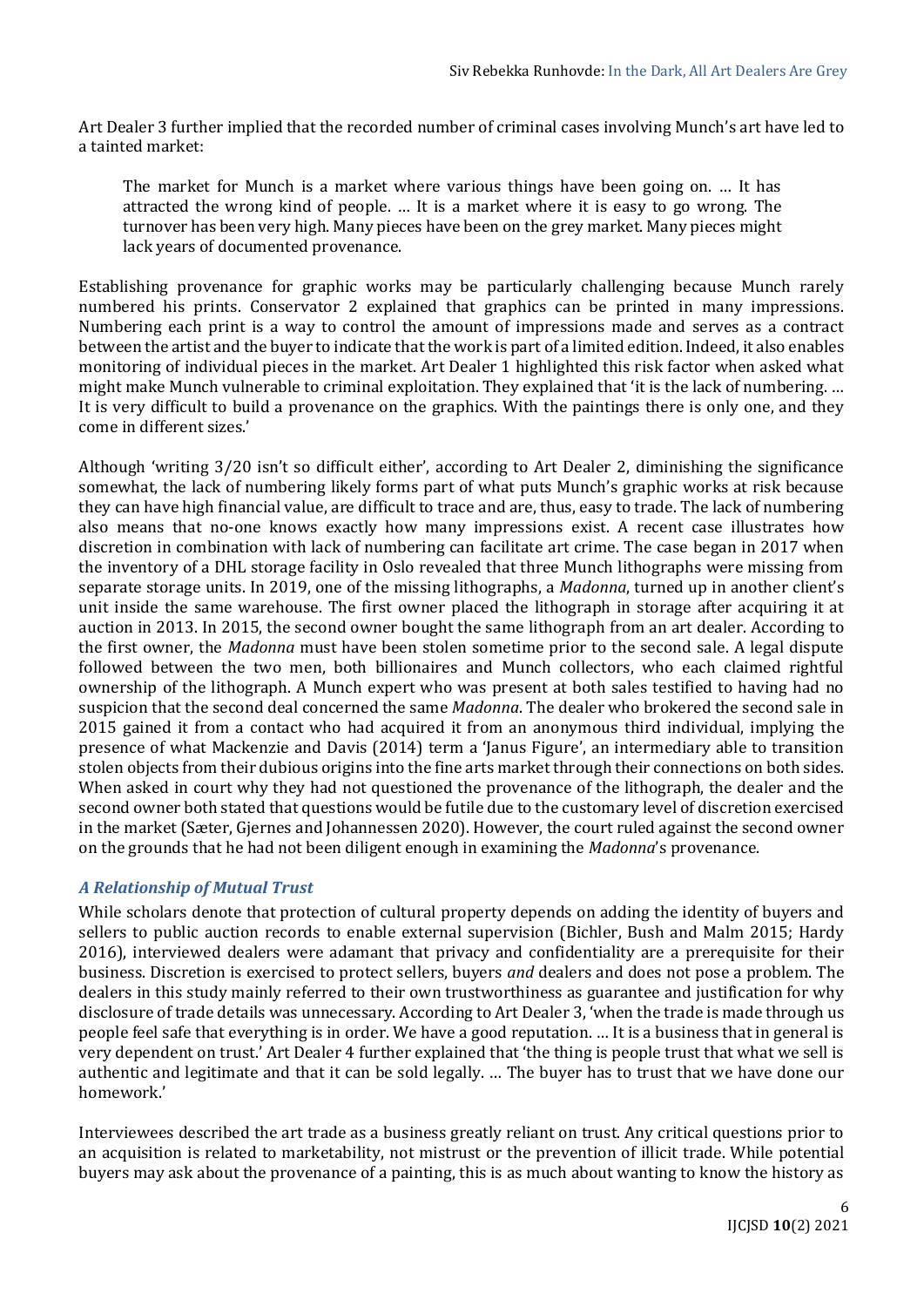Art Dealer 3 further implied that the recorded number of criminal cases involving Munch's art have led to a tainted market:

> The market for Munch is a market where various things have been going on. … It has attracted the wrong kind of people. … It is a market where it is easy to go wrong. The turnover has been very high. Many pieces have been on the grey market. Many pieces might lack years of documented provenance.

Establishing provenance for graphic works may be particularly challenging because Munch rarely numbered his prints. Conservator 2 explained that graphics can be printed in many impressions. Numbering each print is a way to control the amount of impressions made and serves as a contract between the artist and the buyer to indicate that the work is part of a limited edition. Indeed, it also enables monitoring of individual pieces in the market. Art Dealer 1 highlighted this risk factor when asked what might make Munch vulnerable to criminal exploitation. They explained that 'it is the lack of numbering. … It is very difficult to build a provenance on the graphics. With the paintings there is only one, and they come in different sizes.'

Although 'writing 3/20 isn't so difficult either', according to Art Dealer 2, diminishing the significance somewhat, the lack of numbering likely forms part of what puts Munch's graphic works at risk because they can have high financial value, are difficult to trace and are, thus, easy to trade. The lack of numbering also means that no-one knows exactly how many impressions exist. A recent case illustrates how discretion in combination with lack of numbering can facilitate art crime. The case began in 2017 when the inventory of a DHL storage facility in Oslo revealed that three Munch lithographs were missing from separate storage units. In 2019, one of the missing lithographs, a *Madonna*, turned up in another client's unit inside the same warehouse. The first owner placed the lithograph in storage after acquiring it at auction in 2013. In 2015, the second owner bought the same lithograph from an art dealer. According to the first owner, the *Madonna* must have been stolen sometime prior to the second sale. A legal dispute followed between the two men, both billionaires and Munch collectors, who each claimed rightful ownership of the lithograph. A Munch expert who was present at both sales testified to having had no suspicion that the second deal concerned the same *Madonna*. The dealer who brokered the second sale in 2015 gained it from a contact who had acquired it from an anonymous third individual, implying the presence of what Mackenzie and Davis (2014) term a 'Janus Figure', an intermediary able to transition stolen objects from their dubious origins into the fine arts market through their connections on both sides. When asked in court why they had not questioned the provenance of the lithograph, the dealer and the second owner both stated that questions would be futile due to the customary level of discretion exercised in the market (Sæter, Gjernes and Johannessen 2020). However, the court ruled against the second owner on the grounds that he had not been diligent enough in examining the *Madonna*'s provenance.

### *A Relationship of Mutual Trust*

While scholars denote that protection of cultural property depends on adding the identity of buyers and sellers to public auction records to enable external supervision (Bichler, Bush and Malm 2015; Hardy 2016), interviewed dealers were adamant that privacy and confidentiality are a prerequisite for their business. Discretion is exercised to protect sellers, buyers *and* dealers and does not pose a problem. The dealers in this study mainly referred to their own trustworthiness as guarantee and justification for why disclosure of trade details was unnecessary. According to Art Dealer 3, 'when the trade is made through us people feel safe that everything is in order. We have a good reputation. … It is a business that in general is very dependent on trust.' Art Dealer 4 further explained that 'the thing is people trust that what we sell is authentic and legitimate and that it can be sold legally. … The buyer has to trust that we have done our homework.'

Interviewees described the art trade as a business greatly reliant on trust. Any critical questions prior to an acquisition is related to marketability, not mistrust or the prevention of illicit trade. While potential buyers may ask about the provenance of a painting, this is as much about wanting to know the history as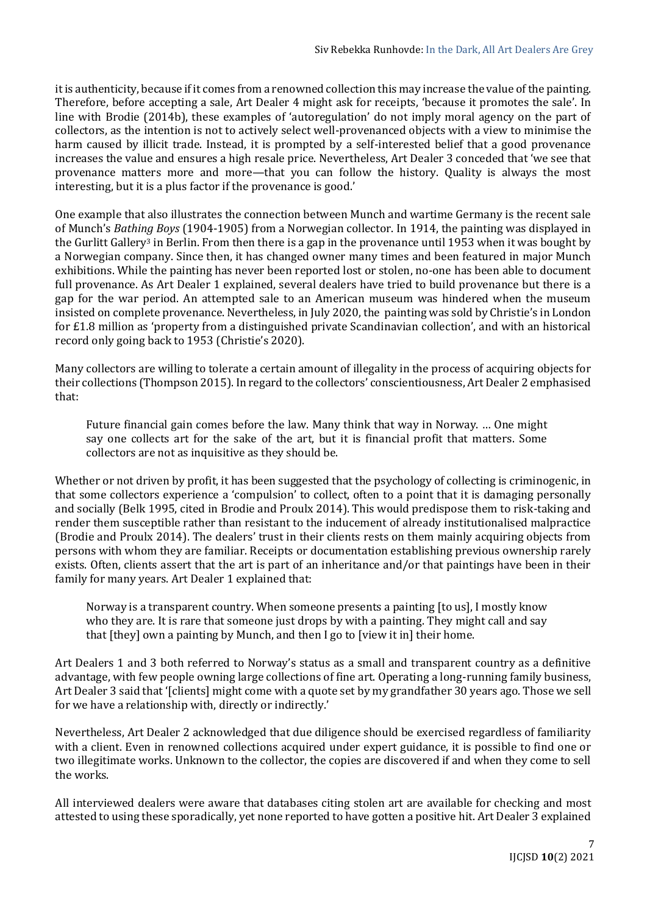it is authenticity, because if it comes from a renowned collection this may increase the value of the painting. Therefore, before accepting a sale, Art Dealer 4 might ask for receipts, 'because it promotes the sale'. In line with Brodie (2014b), these examples of 'autoregulation' do not imply moral agency on the part of collectors, as the intention is not to actively select well-provenanced objects with a view to minimise the harm caused by illicit trade. Instead, it is prompted by a self-interested belief that a good provenance increases the value and ensures a high resale price. Nevertheless, Art Dealer 3 conceded that 'we see that provenance matters more and more—that you can follow the history. Quality is always the most interesting, but it is a plus factor if the provenance is good.'

One example that also illustrates the connection between Munch and wartime Germany is the recent sale of Munch's *Bathing Boys* (1904-1905) from a Norwegian collector. In 1914, the painting was displayed in the Gurlitt Gallery[3] in Berlin. From then there is a gap in the provenance until 1953 when it was bought by a Norwegian company. Since then, it has changed owner many times and been featured in major Munch exhibitions. While the painting has never been reported lost or stolen, no-one has been able to document full provenance. As Art Dealer 1 explained, several dealers have tried to build provenance but there is a gap for the war period. An attempted sale to an American museum was hindered when the museum insisted on complete provenance. Nevertheless, in July 2020, the painting was sold by Christie's in London for £1.8 million as 'property from a distinguished private Scandinavian collection', and with an historical record only going back to 1953 (Christie's 2020).

Many collectors are willing to tolerate a certain amount of illegality in the process of acquiring objects for their collections (Thompson 2015). In regard to the collectors' conscientiousness, Art Dealer 2 emphasised that:

> Future financial gain comes before the law. Many think that way in Norway. … One might say one collects art for the sake of the art, but it is financial profit that matters. Some collectors are not as inquisitive as they should be.

Whether or not driven by profit, it has been suggested that the psychology of collecting is criminogenic, in that some collectors experience a 'compulsion' to collect, often to a point that it is damaging personally and socially (Belk 1995, cited in Brodie and Proulx 2014). This would predispose them to risk-taking and render them susceptible rather than resistant to the inducement of already institutionalised malpractice (Brodie and Proulx 2014). The dealers' trust in their clients rests on them mainly acquiring objects from persons with whom they are familiar. Receipts or documentation establishing previous ownership rarely exists. Often, clients assert that the art is part of an inheritance and/or that paintings have been in their family for many years. Art Dealer 1 explained that:

> Norway is a transparent country. When someone presents a painting [to us], I mostly know who they are. It is rare that someone just drops by with a painting. They might call and say that [they] own a painting by Munch, and then I go to [view it in] their home.

Art Dealers 1 and 3 both referred to Norway's status as a small and transparent country as a definitive advantage, with few people owning large collections of fine art. Operating a long-running family business, Art Dealer 3 said that '[clients] might come with a quote set by my grandfather 30 years ago. Those we sell for we have a relationship with, directly or indirectly.'

Nevertheless, Art Dealer 2 acknowledged that due diligence should be exercised regardless of familiarity with a client. Even in renowned collections acquired under expert guidance, it is possible to find one or two illegitimate works. Unknown to the collector, the copies are discovered if and when they come to sell the works.

All interviewed dealers were aware that databases citing stolen art are available for checking and most attested to using these sporadically, yet none reported to have gotten a positive hit. Art Dealer 3 explained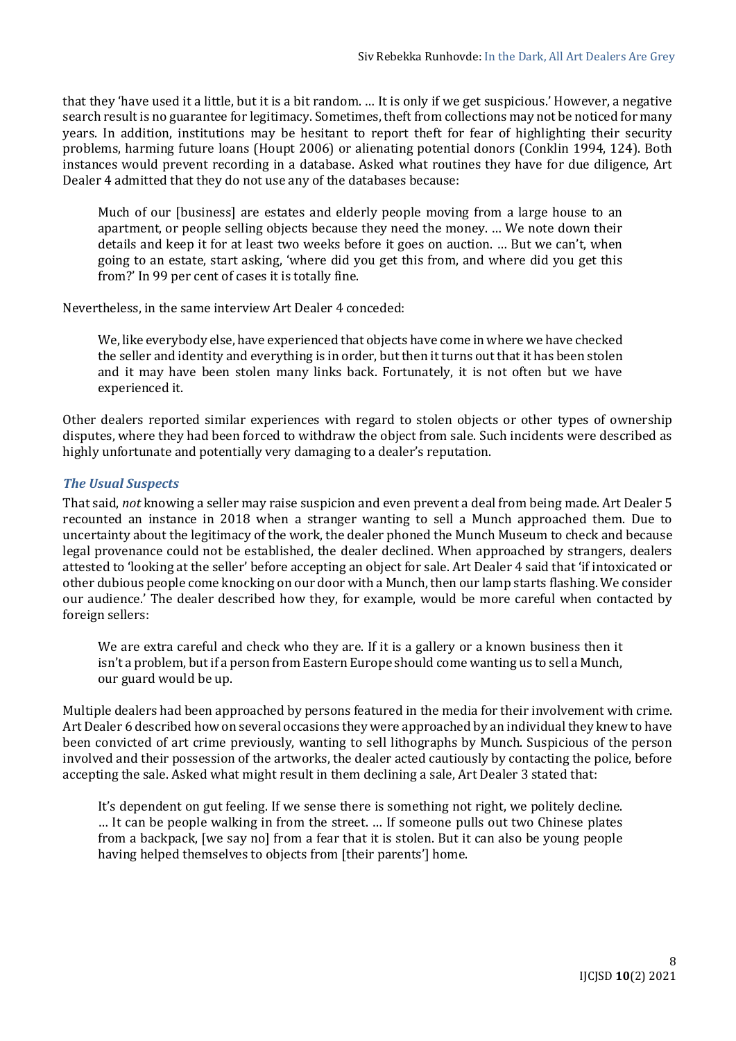that they 'have used it a little, but it is a bit random. … It is only if we get suspicious.' However, a negative search result is no guarantee for legitimacy. Sometimes, theft from collections may not be noticed for many years. In addition, institutions may be hesitant to report theft for fear of highlighting their security problems, harming future loans (Houpt 2006) or alienating potential donors (Conklin 1994, 124). Both instances would prevent recording in a database. Asked what routines they have for due diligence, Art Dealer 4 admitted that they do not use any of the databases because:

> Much of our [business] are estates and elderly people moving from a large house to an apartment, or people selling objects because they need the money. … We note down their details and keep it for at least two weeks before it goes on auction. … But we can't, when going to an estate, start asking, 'where did you get this from, and where did you get this from?' In 99 per cent of cases it is totally fine.

Nevertheless, in the same interview Art Dealer 4 conceded:

> We, like everybody else, have experienced that objects have come in where we have checked the seller and identity and everything is in order, but then it turns out that it has been stolen and it may have been stolen many links back. Fortunately, it is not often but we have experienced it.

Other dealers reported similar experiences with regard to stolen objects or other types of ownership disputes, where they had been forced to withdraw the object from sale. Such incidents were described as highly unfortunate and potentially very damaging to a dealer's reputation.

### *The Usual Suspects*

That said, *not* knowing a seller may raise suspicion and even prevent a deal from being made. Art Dealer 5 recounted an instance in 2018 when a stranger wanting to sell a Munch approached them. Due to uncertainty about the legitimacy of the work, the dealer phoned the Munch Museum to check and because legal provenance could not be established, the dealer declined. When approached by strangers, dealers attested to 'looking at the seller' before accepting an object for sale. Art Dealer 4 said that 'if intoxicated or other dubious people come knocking on our door with a Munch, then our lamp starts flashing. We consider our audience.' The dealer described how they, for example, would be more careful when contacted by foreign sellers:

> We are extra careful and check who they are. If it is a gallery or a known business then it isn't a problem, but if a person from Eastern Europe should come wanting us to sell a Munch, our guard would be up.

Multiple dealers had been approached by persons featured in the media for their involvement with crime. Art Dealer 6 described how on several occasions they were approached by an individual they knew to have been convicted of art crime previously, wanting to sell lithographs by Munch. Suspicious of the person involved and their possession of the artworks, the dealer acted cautiously by contacting the police, before accepting the sale. Asked what might result in them declining a sale, Art Dealer 3 stated that:

> It's dependent on gut feeling. If we sense there is something not right, we politely decline. … It can be people walking in from the street. … If someone pulls out two Chinese plates from a backpack, [we say no] from a fear that it is stolen. But it can also be young people having helped themselves to objects from [their parents'] home.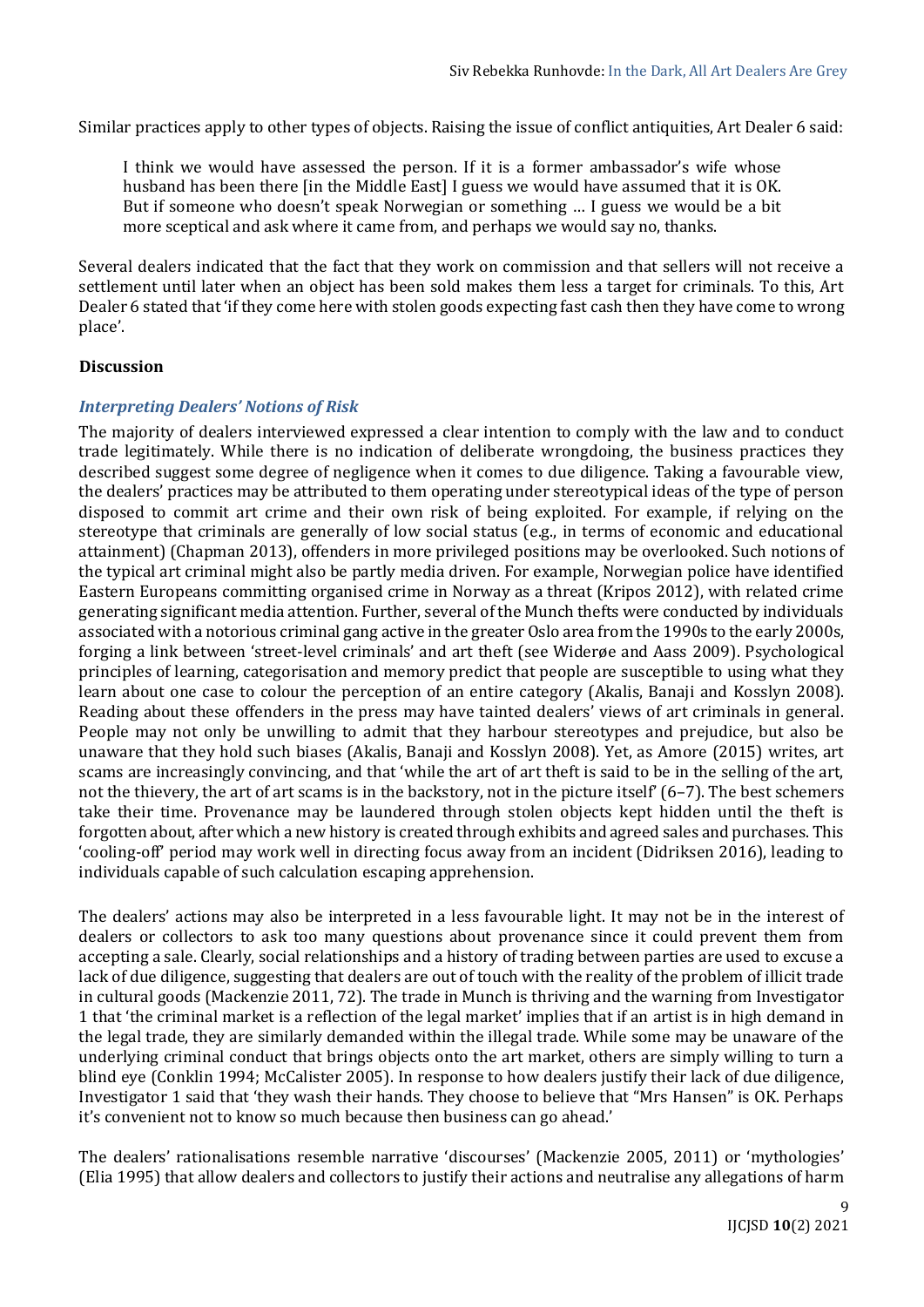Similar practices apply to other types of objects. Raising the issue of conflict antiquities, Art Dealer 6 said:

> I think we would have assessed the person. If it is a former ambassador's wife whose husband has been there [in the Middle East] I guess we would have assumed that it is OK. But if someone who doesn't speak Norwegian or something … I guess we would be a bit more sceptical and ask where it came from, and perhaps we would say no, thanks.

Several dealers indicated that the fact that they work on commission and that sellers will not receive a settlement until later when an object has been sold makes them less a target for criminals. To this, Art Dealer 6 stated that 'if they come here with stolen goods expecting fast cash then they have come to wrong place'.

## Discussion

### *Interpreting Dealers' Notions of Risk*

The majority of dealers interviewed expressed a clear intention to comply with the law and to conduct trade legitimately. While there is no indication of deliberate wrongdoing, the business practices they described suggest some degree of negligence when it comes to due diligence. Taking a favourable view, the dealers' practices may be attributed to them operating under stereotypical ideas of the type of person disposed to commit art crime and their own risk of being exploited. For example, if relying on the stereotype that criminals are generally of low social status (e.g., in terms of economic and educational attainment) (Chapman 2013), offenders in more privileged positions may be overlooked. Such notions of the typical art criminal might also be partly media driven. For example, Norwegian police have identified Eastern Europeans committing organised crime in Norway as a threat (Kripos 2012), with related crime generating significant media attention. Further, several of the Munch thefts were conducted by individuals associated with a notorious criminal gang active in the greater Oslo area from the 1990s to the early 2000s, forging a link between 'street-level criminals' and art theft (see Widerøe and Aass 2009). Psychological principles of learning, categorisation and memory predict that people are susceptible to using what they learn about one case to colour the perception of an entire category (Akalis, Banaji and Kosslyn 2008). Reading about these offenders in the press may have tainted dealers' views of art criminals in general. People may not only be unwilling to admit that they harbour stereotypes and prejudice, but also be unaware that they hold such biases (Akalis, Banaji and Kosslyn 2008). Yet, as Amore (2015) writes, art scams are increasingly convincing, and that 'while the art of art theft is said to be in the selling of the art, not the thievery, the art of art scams is in the backstory, not in the picture itself' (6–7). The best schemers take their time. Provenance may be laundered through stolen objects kept hidden until the theft is forgotten about, after which a new history is created through exhibits and agreed sales and purchases. This 'cooling-off' period may work well in directing focus away from an incident (Didriksen 2016), leading to individuals capable of such calculation escaping apprehension.

The dealers' actions may also be interpreted in a less favourable light. It may not be in the interest of dealers or collectors to ask too many questions about provenance since it could prevent them from accepting a sale. Clearly, social relationships and a history of trading between parties are used to excuse a lack of due diligence, suggesting that dealers are out of touch with the reality of the problem of illicit trade in cultural goods (Mackenzie 2011, 72). The trade in Munch is thriving and the warning from Investigator 1 that 'the criminal market is a reflection of the legal market' implies that if an artist is in high demand in the legal trade, they are similarly demanded within the illegal trade. While some may be unaware of the underlying criminal conduct that brings objects onto the art market, others are simply willing to turn a blind eye (Conklin 1994; McCalister 2005). In response to how dealers justify their lack of due diligence, Investigator 1 said that 'they wash their hands. They choose to believe that "Mrs Hansen" is OK. Perhaps it's convenient not to know so much because then business can go ahead.'

The dealers' rationalisations resemble narrative 'discourses' (Mackenzie 2005, 2011) or 'mythologies' (Elia 1995) that allow dealers and collectors to justify their actions and neutralise any allegations of harm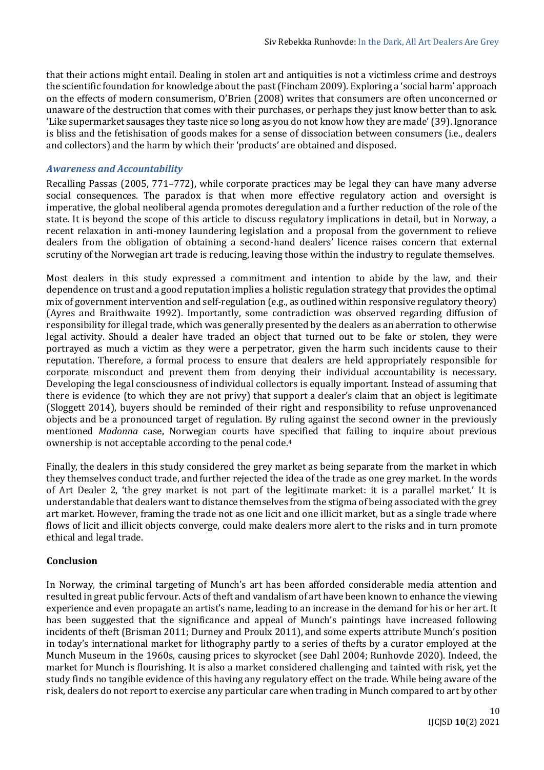that their actions might entail. Dealing in stolen art and antiquities is not a victimless crime and destroys the scientific foundation for knowledge about the past (Fincham 2009). Exploring a 'social harm' approach on the effects of modern consumerism, O'Brien (2008) writes that consumers are often unconcerned or unaware of the destruction that comes with their purchases, or perhaps they just know better than to ask. 'Like supermarket sausages they taste nice so long as you do not know how they are made' (39). Ignorance is bliss and the fetishisation of goods makes for a sense of dissociation between consumers (i.e., dealers and collectors) and the harm by which their 'products' are obtained and disposed.

### *Awareness and Accountability*

Recalling Passas (2005, 771–772), while corporate practices may be legal they can have many adverse social consequences. The paradox is that when more effective regulatory action and oversight is imperative, the global neoliberal agenda promotes deregulation and a further reduction of the role of the state. It is beyond the scope of this article to discuss regulatory implications in detail, but in Norway, a recent relaxation in anti-money laundering legislation and a proposal from the government to relieve dealers from the obligation of obtaining a second-hand dealers' licence raises concern that external scrutiny of the Norwegian art trade is reducing, leaving those within the industry to regulate themselves.

Most dealers in this study expressed a commitment and intention to abide by the law, and their dependence on trust and a good reputation implies a holistic regulation strategy that provides the optimal mix of government intervention and self-regulation (e.g., as outlined within responsive regulatory theory) (Ayres and Braithwaite 1992). Importantly, some contradiction was observed regarding diffusion of responsibility for illegal trade, which was generally presented by the dealers as an aberration to otherwise legal activity. Should a dealer have traded an object that turned out to be fake or stolen, they were portrayed as much a victim as they were a perpetrator, given the harm such incidents cause to their reputation. Therefore, a formal process to ensure that dealers are held appropriately responsible for corporate misconduct and prevent them from denying their individual accountability is necessary. Developing the legal consciousness of individual collectors is equally important. Instead of assuming that there is evidence (to which they are not privy) that support a dealer's claim that an object is legitimate (Sloggett 2014), buyers should be reminded of their right and responsibility to refuse unprovenanced objects and be a pronounced target of regulation. By ruling against the second owner in the previously mentioned *Madonna* case, Norwegian courts have specified that failing to inquire about previous ownership is not acceptable according to the penal code.[4]

Finally, the dealers in this study considered the grey market as being separate from the market in which they themselves conduct trade, and further rejected the idea of the trade as one grey market. In the words of Art Dealer 2, 'the grey market is not part of the legitimate market: it is a parallel market.' It is understandable that dealers want to distance themselves from the stigma of being associated with the grey art market. However, framing the trade not as one licit and one illicit market, but as a single trade where flows of licit and illicit objects converge, could make dealers more alert to the risks and in turn promote ethical and legal trade.

## Conclusion

In Norway, the criminal targeting of Munch's art has been afforded considerable media attention and resulted in great public fervour. Acts of theft and vandalism of art have been known to enhance the viewing experience and even propagate an artist's name, leading to an increase in the demand for his or her art. It has been suggested that the significance and appeal of Munch's paintings have increased following incidents of theft (Brisman 2011; Durney and Proulx 2011), and some experts attribute Munch's position in today's international market for lithography partly to a series of thefts by a curator employed at the Munch Museum in the 1960s, causing prices to skyrocket (see Dahl 2004; Runhovde 2020). Indeed, the market for Munch is flourishing. It is also a market considered challenging and tainted with risk, yet the study finds no tangible evidence of this having any regulatory effect on the trade. While being aware of the risk, dealers do not report to exercise any particular care when trading in Munch compared to art by other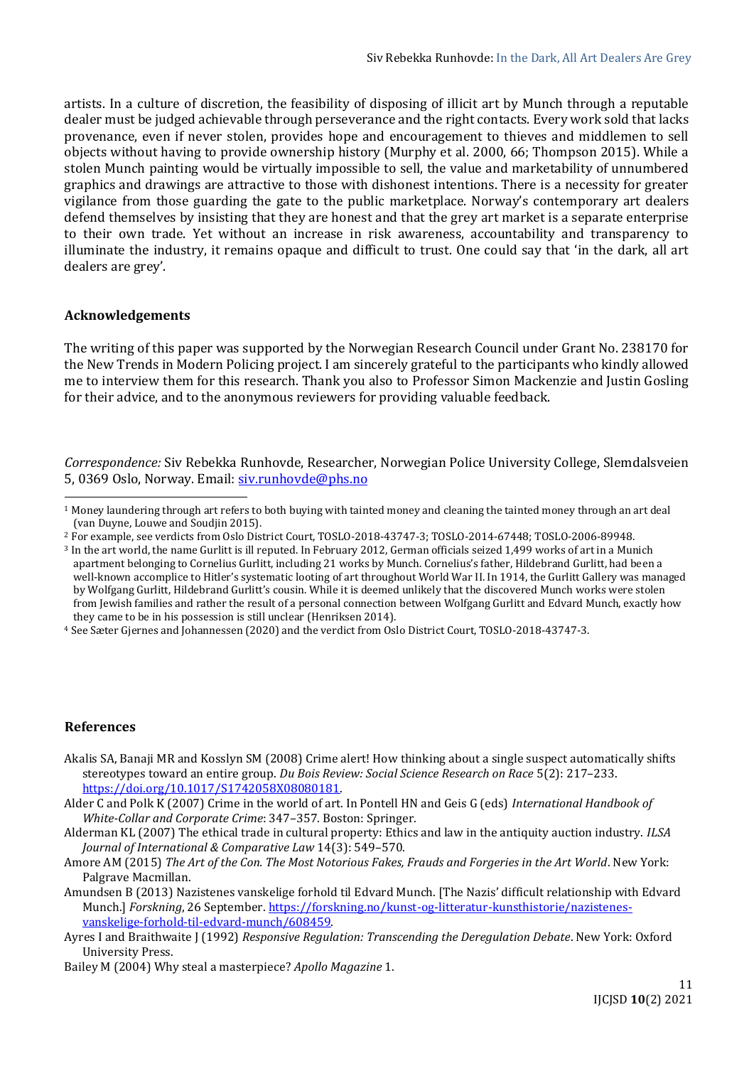artists. In a culture of discretion, the feasibility of disposing of illicit art by Munch through a reputable dealer must be judged achievable through perseverance and the right contacts. Every work sold that lacks provenance, even if never stolen, provides hope and encouragement to thieves and middlemen to sell objects without having to provide ownership history (Murphy et al. 2000, 66; Thompson 2015). While a stolen Munch painting would be virtually impossible to sell, the value and marketability of unnumbered graphics and drawings are attractive to those with dishonest intentions. There is a necessity for greater vigilance from those guarding the gate to the public marketplace. Norway's contemporary art dealers defend themselves by insisting that they are honest and that the grey art market is a separate enterprise to their own trade. Yet without an increase in risk awareness, accountability and transparency to illuminate the industry, it remains opaque and difficult to trust. One could say that 'in the dark, all art dealers are grey'.

## Acknowledgements

The writing of this paper was supported by the Norwegian Research Council under Grant No. 238170 for the New Trends in Modern Policing project. I am sincerely grateful to the participants who kindly allowed me to interview them for this research. Thank you also to Professor Simon Mackenzie and Justin Gosling for their advice, and to the anonymous reviewers for providing valuable feedback.

*Correspondence:* Siv Rebekka Runhovde, Researcher, Norwegian Police University College, Slemdalsveien 5, 0369 Oslo, Norway. Email: siv.runhovde@phs.no

[1] Money laundering through art refers to both buying with tainted money and cleaning the tainted money through an art deal (van Duyne, Louwe and Soudjin 2015).

[2] For example, see verdicts from Oslo District Court, TOSLO-2018-43747-3; TOSLO-2014-67448; TOSLO-2006-89948.

[3] In the art world, the name Gurlitt is ill reputed. In February 2012, German officials seized 1,499 works of art in a Munich apartment belonging to Cornelius Gurlitt, including 21 works by Munch. Cornelius's father, Hildebrand Gurlitt, had been a well-known accomplice to Hitler's systematic looting of art throughout World War II. In 1914, the Gurlitt Gallery was managed by Wolfgang Gurlitt, Hildebrand Gurlitt's cousin. While it is deemed unlikely that the discovered Munch works were stolen from Jewish families and rather the result of a personal connection between Wolfgang Gurlitt and Edvard Munch, exactly how they came to be in his possession is still unclear (Henriksen 2014).

[4] See Sæter Gjernes and Johannessen (2020) and the verdict from Oslo District Court, TOSLO-2018-43747-3.

## References

Akalis SA, Banaji MR and Kosslyn SM (2008) Crime alert! How thinking about a single suspect automatically shifts stereotypes toward an entire group. *Du Bois Review: Social Science Research on Race* 5(2): 217–233. https://doi.org/10.1017/S1742058X08080181.

Alder C and Polk K (2007) Crime in the world of art. In Pontell HN and Geis G (eds) *International Handbook of White-Collar and Corporate Crime*: 347–357. Boston: Springer.

Alderman KL (2007) The ethical trade in cultural property: Ethics and law in the antiquity auction industry. *ILSA Journal of International & Comparative Law* 14(3): 549–570.

Amore AM (2015) *The Art of the Con. The Most Notorious Fakes, Frauds and Forgeries in the Art World*. New York: Palgrave Macmillan.

Amundsen B (2013) Nazistenes vanskelige forhold til Edvard Munch. [The Nazis' difficult relationship with Edvard Munch.] *Forskning*, 26 September. https://forskning.no/kunst-og-litteratur-kunsthistorie/nazistenes-vanskelige-forhold-til-edvard-munch/608459.

Ayres I and Braithwaite J (1992) *Responsive Regulation: Transcending the Deregulation Debate*. New York: Oxford University Press.

Bailey M (2004) Why steal a masterpiece? *Apollo Magazine* 1.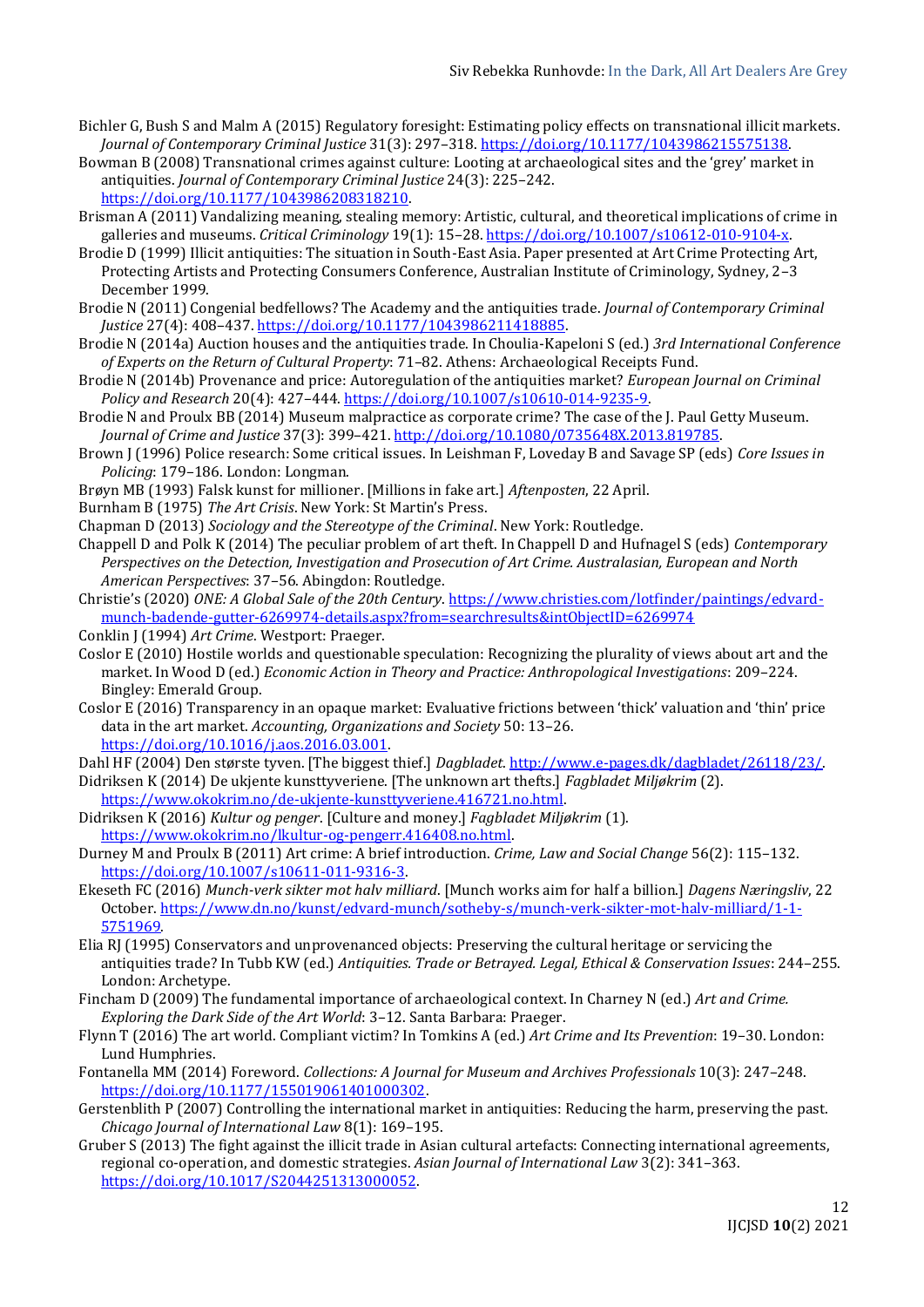Bichler G, Bush S and Malm A (2015) Regulatory foresight: Estimating policy effects on transnational illicit markets. *Journal of Contemporary Criminal Justice* 31(3): 297–318. https://doi.org/10.1177/1043986215575138.

Bowman B (2008) Transnational crimes against culture: Looting at archaeological sites and the 'grey' market in antiquities. *Journal of Contemporary Criminal Justice* 24(3): 225–242. https://doi.org/10.1177/1043986208318210.

Brisman A (2011) Vandalizing meaning, stealing memory: Artistic, cultural, and theoretical implications of crime in galleries and museums. *Critical Criminology* 19(1): 15–28. https://doi.org/10.1007/s10612-010-9104-x.

Brodie D (1999) Illicit antiquities: The situation in South-East Asia. Paper presented at Art Crime Protecting Art, Protecting Artists and Protecting Consumers Conference, Australian Institute of Criminology, Sydney, 2–3 December 1999.

Brodie N (2011) Congenial bedfellows? The Academy and the antiquities trade. *Journal of Contemporary Criminal Justice* 27(4): 408–437. https://doi.org/10.1177/1043986211418885.

Brodie N (2014a) Auction houses and the antiquities trade. In Choulia-Kapeloni S (ed.) *3rd International Conference of Experts on the Return of Cultural Property*: 71–82. Athens: Archaeological Receipts Fund.

Brodie N (2014b) Provenance and price: Autoregulation of the antiquities market? *European Journal on Criminal Policy and Research* 20(4): 427–444. https://doi.org/10.1007/s10610-014-9235-9.

Brodie N and Proulx BB (2014) Museum malpractice as corporate crime? The case of the J. Paul Getty Museum. *Journal of Crime and Justice* 37(3): 399–421. http://doi.org/10.1080/0735648X.2013.819785.

Brown J (1996) Police research: Some critical issues. In Leishman F, Loveday B and Savage SP (eds) *Core Issues in Policing*: 179–186. London: Longman.

Brøyn MB (1993) Falsk kunst for millioner. [Millions in fake art.] *Aftenposten*, 22 April.

Burnham B (1975) *The Art Crisis*. New York: St Martin's Press.

Chapman D (2013) *Sociology and the Stereotype of the Criminal*. New York: Routledge.

Chappell D and Polk K (2014) The peculiar problem of art theft. In Chappell D and Hufnagel S (eds) *Contemporary Perspectives on the Detection, Investigation and Prosecution of Art Crime. Australasian, European and North American Perspectives*: 37–56. Abingdon: Routledge.

Christie's (2020) *ONE: A Global Sale of the 20th Century*. https://www.christies.com/lotfinder/paintings/edvard-munch-badende-gutter-6269974-details.aspx?from=searchresults&intObjectID=6269974

Conklin J (1994) *Art Crime*. Westport: Praeger.

Coslor E (2010) Hostile worlds and questionable speculation: Recognizing the plurality of views about art and the market. In Wood D (ed.) *Economic Action in Theory and Practice: Anthropological Investigations*: 209–224. Bingley: Emerald Group.

Coslor E (2016) Transparency in an opaque market: Evaluative frictions between 'thick' valuation and 'thin' price data in the art market. *Accounting, Organizations and Society* 50: 13–26. https://doi.org/10.1016/j.aos.2016.03.001.

Dahl HF (2004) Den største tyven. [The biggest thief.] *Dagbladet*. http://www.e-pages.dk/dagbladet/26118/23/.

Didriksen K (2014) De ukjente kunsttyveriene. [The unknown art thefts.] *Fagbladet Miljøkrim* (2). https://www.okokrim.no/de-ukjente-kunsttyveriene.416721.no.html.

Didriksen K (2016) *Kultur og penger*. [Culture and money.] *Fagbladet Miljøkrim* (1). https://www.okokrim.no/lkultur-og-pengerr.416408.no.html.

Durney M and Proulx B (2011) Art crime: A brief introduction. *Crime, Law and Social Change* 56(2): 115–132. https://doi.org/10.1007/s10611-011-9316-3.

Ekeseth FC (2016) *Munch-verk sikter mot halv milliard*. [Munch works aim for half a billion.] *Dagens Næringsliv*, 22 October. https://www.dn.no/kunst/edvard-munch/sotheby-s/munch-verk-sikter-mot-halv-milliard/1-1-5751969.

Elia RJ (1995) Conservators and unprovenanced objects: Preserving the cultural heritage or servicing the antiquities trade? In Tubb KW (ed.) *Antiquities. Trade or Betrayed. Legal, Ethical & Conservation Issues*: 244–255. London: Archetype.

Fincham D (2009) The fundamental importance of archaeological context. In Charney N (ed.) *Art and Crime. Exploring the Dark Side of the Art World*: 3–12. Santa Barbara: Praeger.

Flynn T (2016) The art world. Compliant victim? In Tomkins A (ed.) *Art Crime and Its Prevention*: 19–30. London: Lund Humphries.

Fontanella MM (2014) Foreword. *Collections: A Journal for Museum and Archives Professionals* 10(3): 247–248. https://doi.org/10.1177/155019061401000302.

Gerstenblith P (2007) Controlling the international market in antiquities: Reducing the harm, preserving the past. *Chicago Journal of International Law* 8(1): 169–195.

Gruber S (2013) The fight against the illicit trade in Asian cultural artefacts: Connecting international agreements, regional co-operation, and domestic strategies. *Asian Journal of International Law* 3(2): 341–363. https://doi.org/10.1017/S2044251313000052.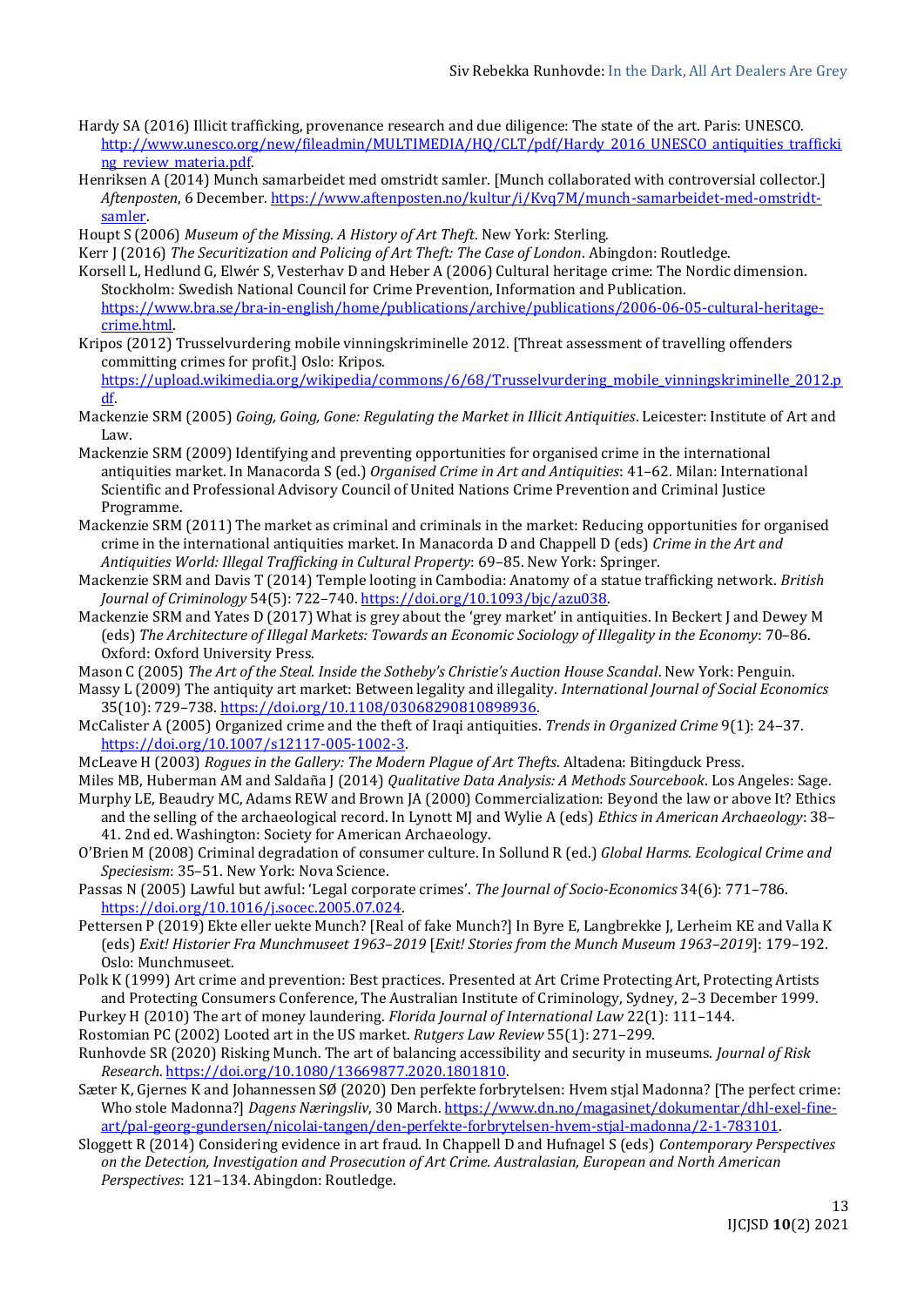Hardy SA (2016) Illicit trafficking, provenance research and due diligence: The state of the art. Paris: UNESCO. http://www.unesco.org/new/fileadmin/MULTIMEDIA/HQ/CLT/pdf/Hardy_2016_UNESCO_antiquities_trafficking_review_materia.pdf.

Henriksen A (2014) Munch samarbeidet med omstridt samler. [Munch collaborated with controversial collector.] *Aftenposten*, 6 December. https://www.aftenposten.no/kultur/i/Kvq7M/munch-samarbeidet-med-omstridt-samler.

Houpt S (2006) *Museum of the Missing. A History of Art Theft*. New York: Sterling.

Kerr J (2016) *The Securitization and Policing of Art Theft: The Case of London*. Abingdon: Routledge.

Korsell L, Hedlund G, Elwér S, Vesterhav D and Heber A (2006) Cultural heritage crime: The Nordic dimension. Stockholm: Swedish National Council for Crime Prevention, Information and Publication. https://www.bra.se/bra-in-english/home/publications/archive/publications/2006-06-05-cultural-heritage-crime.html.

Kripos (2012) Trusselvurdering mobile vinningskriminelle 2012. [Threat assessment of travelling offenders committing crimes for profit.] Oslo: Kripos. https://upload.wikimedia.org/wikipedia/commons/6/68/Trusselvurdering_mobile_vinningskriminelle_2012.pdf.

Mackenzie SRM (2005) *Going, Going, Gone: Regulating the Market in Illicit Antiquities*. Leicester: Institute of Art and Law.

Mackenzie SRM (2009) Identifying and preventing opportunities for organised crime in the international antiquities market. In Manacorda S (ed.) *Organised Crime in Art and Antiquities*: 41–62. Milan: International Scientific and Professional Advisory Council of United Nations Crime Prevention and Criminal Justice Programme.

Mackenzie SRM (2011) The market as criminal and criminals in the market: Reducing opportunities for organised crime in the international antiquities market. In Manacorda D and Chappell D (eds) *Crime in the Art and Antiquities World: Illegal Trafficking in Cultural Property*: 69–85. New York: Springer.

Mackenzie SRM and Davis T (2014) Temple looting in Cambodia: Anatomy of a statue trafficking network. *British Journal of Criminology* 54(5): 722–740. https://doi.org/10.1093/bjc/azu038.

Mackenzie SRM and Yates D (2017) What is grey about the 'grey market' in antiquities. In Beckert J and Dewey M (eds) *The Architecture of Illegal Markets: Towards an Economic Sociology of Illegality in the Economy*: 70–86. Oxford: Oxford University Press.

Mason C (2005) *The Art of the Steal. Inside the Sotheby's Christie's Auction House Scandal*. New York: Penguin.

Massy L (2009) The antiquity art market: Between legality and illegality. *International Journal of Social Economics* 35(10): 729–738. https://doi.org/10.1108/03068290810898936.

McCalister A (2005) Organized crime and the theft of Iraqi antiquities. *Trends in Organized Crime* 9(1): 24–37. https://doi.org/10.1007/s12117-005-1002-3.

McLeave H (2003) *Rogues in the Gallery: The Modern Plague of Art Thefts*. Altadena: Bitingduck Press.

Miles MB, Huberman AM and Saldaña J (2014) *Qualitative Data Analysis: A Methods Sourcebook*. Los Angeles: Sage.

Murphy LE, Beaudry MC, Adams REW and Brown JA (2000) Commercialization: Beyond the law or above It? Ethics and the selling of the archaeological record. In Lynott MJ and Wylie A (eds) *Ethics in American Archaeology*: 38–41. 2nd ed. Washington: Society for American Archaeology.

O'Brien M (2008) Criminal degradation of consumer culture. In Sollund R (ed.) *Global Harms. Ecological Crime and Speciesism*: 35–51. New York: Nova Science.

Passas N (2005) Lawful but awful: 'Legal corporate crimes'. *The Journal of Socio-Economics* 34(6): 771–786. https://doi.org/10.1016/j.socec.2005.07.024.

Pettersen P (2019) Ekte eller uekte Munch? [Real of fake Munch?] In Byre E, Langbrekke J, Lerheim KE and Valla K (eds) *Exit! Historier Fra Munchmuseet 1963–2019* [*Exit! Stories from the Munch Museum 1963–2019*]: 179–192. Oslo: Munchmuseet.

Polk K (1999) Art crime and prevention: Best practices. Presented at Art Crime Protecting Art, Protecting Artists and Protecting Consumers Conference, The Australian Institute of Criminology, Sydney, 2–3 December 1999.

Purkey H (2010) The art of money laundering. *Florida Journal of International Law* 22(1): 111–144.

Rostomian PC (2002) Looted art in the US market. *Rutgers Law Review* 55(1): 271–299.

Runhovde SR (2020) Risking Munch. The art of balancing accessibility and security in museums. *Journal of Risk Research*. https://doi.org/10.1080/13669877.2020.1801810.

Sæter K, Gjernes K and Johannessen SØ (2020) Den perfekte forbrytelsen: Hvem stjal Madonna? [The perfect crime: Who stole Madonna?] *Dagens Næringsliv*, 30 March. https://www.dn.no/magasinet/dokumentar/dhl-exel-fine-art/pal-georg-gundersen/nicolai-tangen/den-perfekte-forbrytelsen-hvem-stjal-madonna/2-1-783101.

Sloggett R (2014) Considering evidence in art fraud. In Chappell D and Hufnagel S (eds) *Contemporary Perspectives on the Detection, Investigation and Prosecution of Art Crime. Australasian, European and North American Perspectives*: 121–134. Abingdon: Routledge.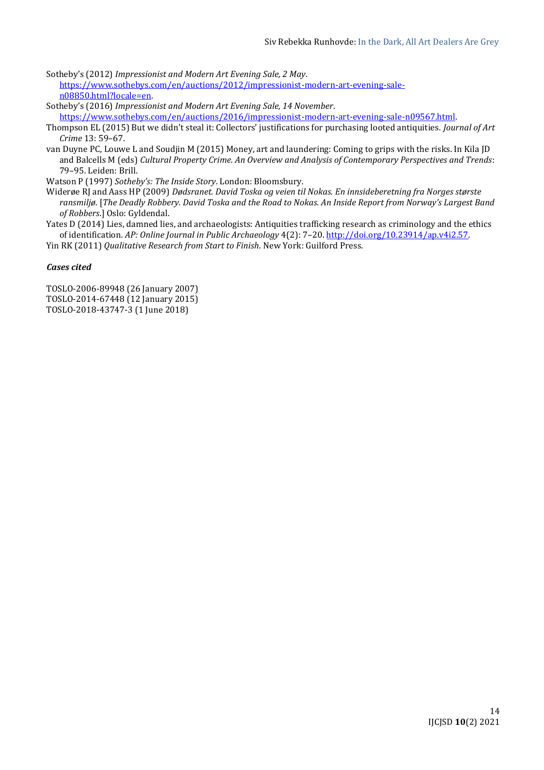Sotheby's (2012) *Impressionist and Modern Art Evening Sale, 2 May*. https://www.sothebys.com/en/auctions/2012/impressionist-modern-art-evening-sale-n08850.html?locale=en.

Sotheby's (2016) *Impressionist and Modern Art Evening Sale, 14 November*. https://www.sothebys.com/en/auctions/2016/impressionist-modern-art-evening-sale-n09567.html.

Thompson EL (2015) But we didn't steal it: Collectors' justifications for purchasing looted antiquities. *Journal of Art Crime* 13: 59–67.

van Duyne PC, Louwe L and Soudjin M (2015) Money, art and laundering: Coming to grips with the risks. In Kila JD and Balcells M (eds) *Cultural Property Crime. An Overview and Analysis of Contemporary Perspectives and Trends*: 79–95. Leiden: Brill.

Watson P (1997) *Sotheby's: The Inside Story*. London: Bloomsbury.

Widerøe RJ and Aass HP (2009) *Dødsranet. David Toska og veien til Nokas. En innsideberetning fra Norges største ransmiljø*. [*The Deadly Robbery. David Toska and the Road to Nokas. An Inside Report from Norway's Largest Band of Robbers*.] Oslo: Gyldendal.

Yates D (2014) Lies, damned lies, and archaeologists: Antiquities trafficking research as criminology and the ethics of identification. *AP: Online Journal in Public Archaeology* 4(2): 7–20. http://doi.org/10.23914/ap.v4i2.57.

Yin RK (2011) *Qualitative Research from Start to Finish*. New York: Guilford Press.

***Cases cited***

TOSLO-2006-89948 (26 January 2007)
TOSLO-2014-67448 (12 January 2015)
TOSLO-2018-43747-3 (1 June 2018)